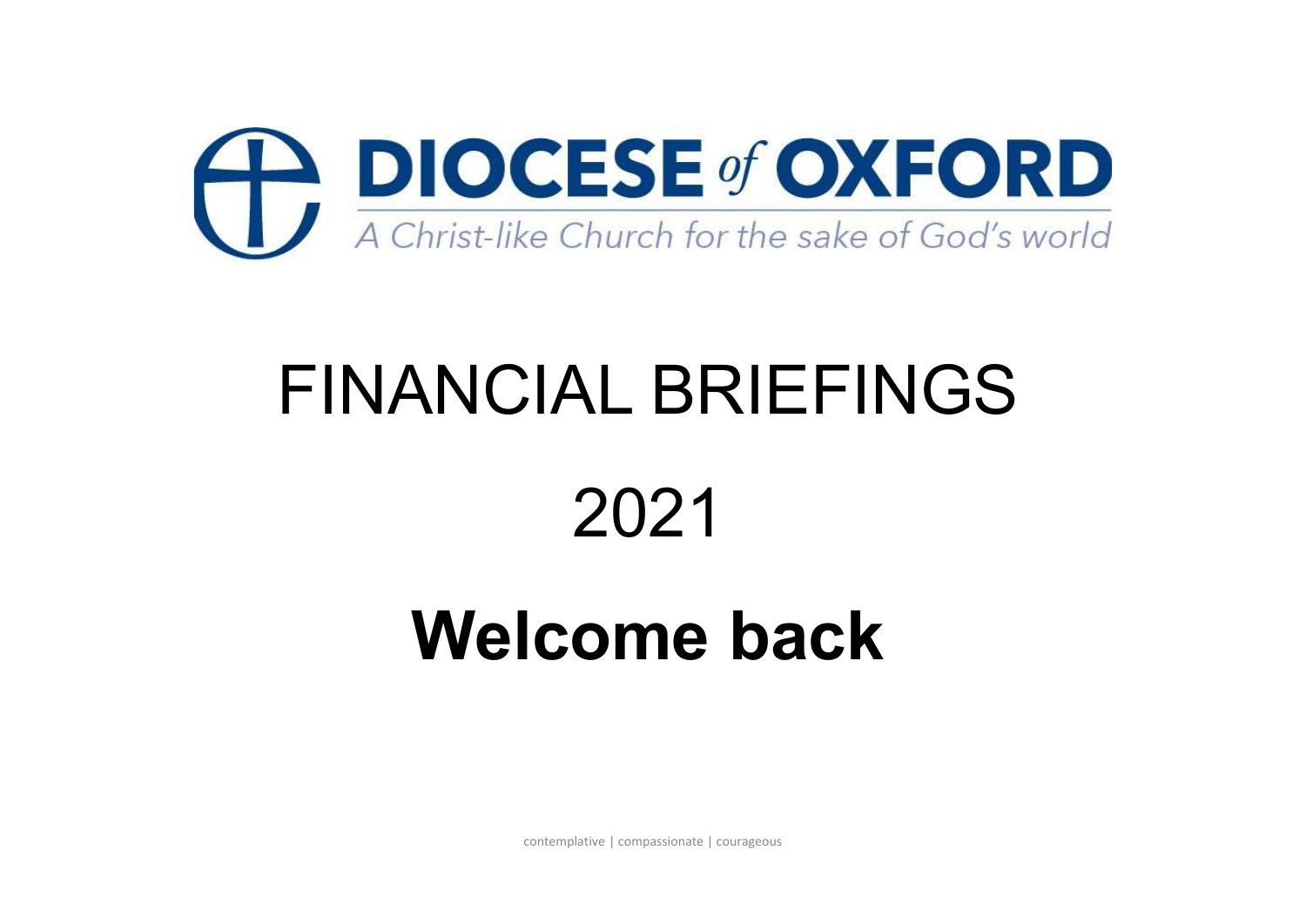# DIOCESE of OXFORD

A Christ-like Church for the sake of God's world

# FINANCIAL BRIEFINGS

# 2021

# **Welcome back**

contemplative | compassionate | courageous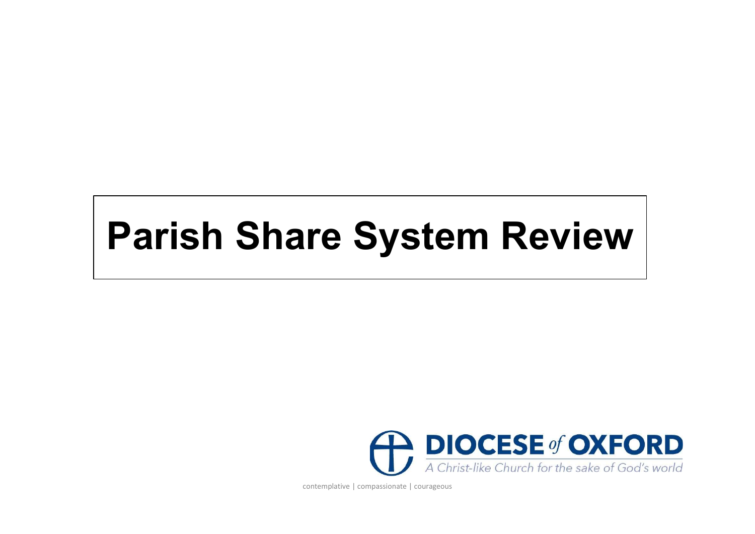# Parish Share System Review

**DIOCESE of OXFORD**

*A Christ-like Church for the sake of God's world*

contemplative | compassionate | courageous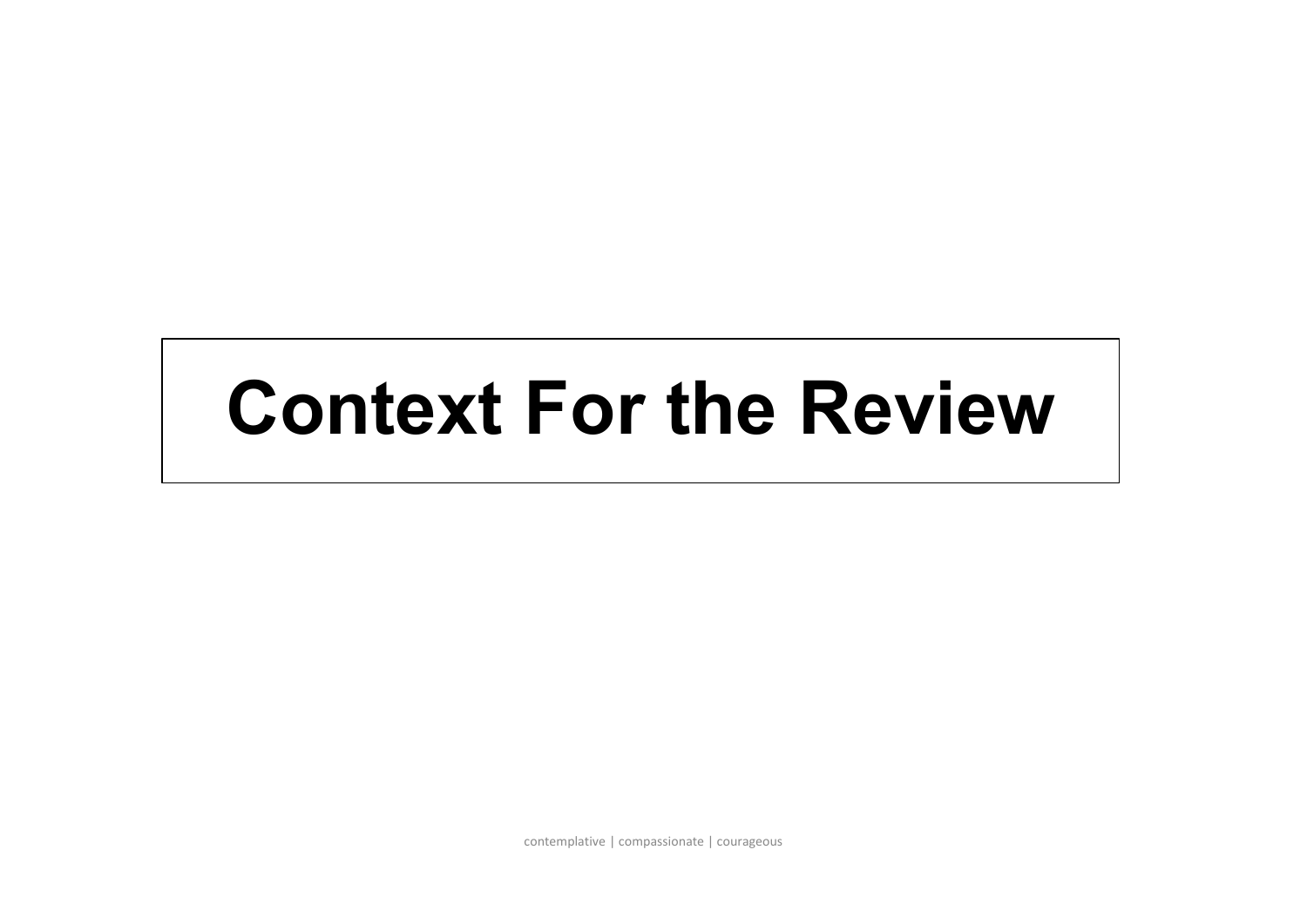# Context For the Review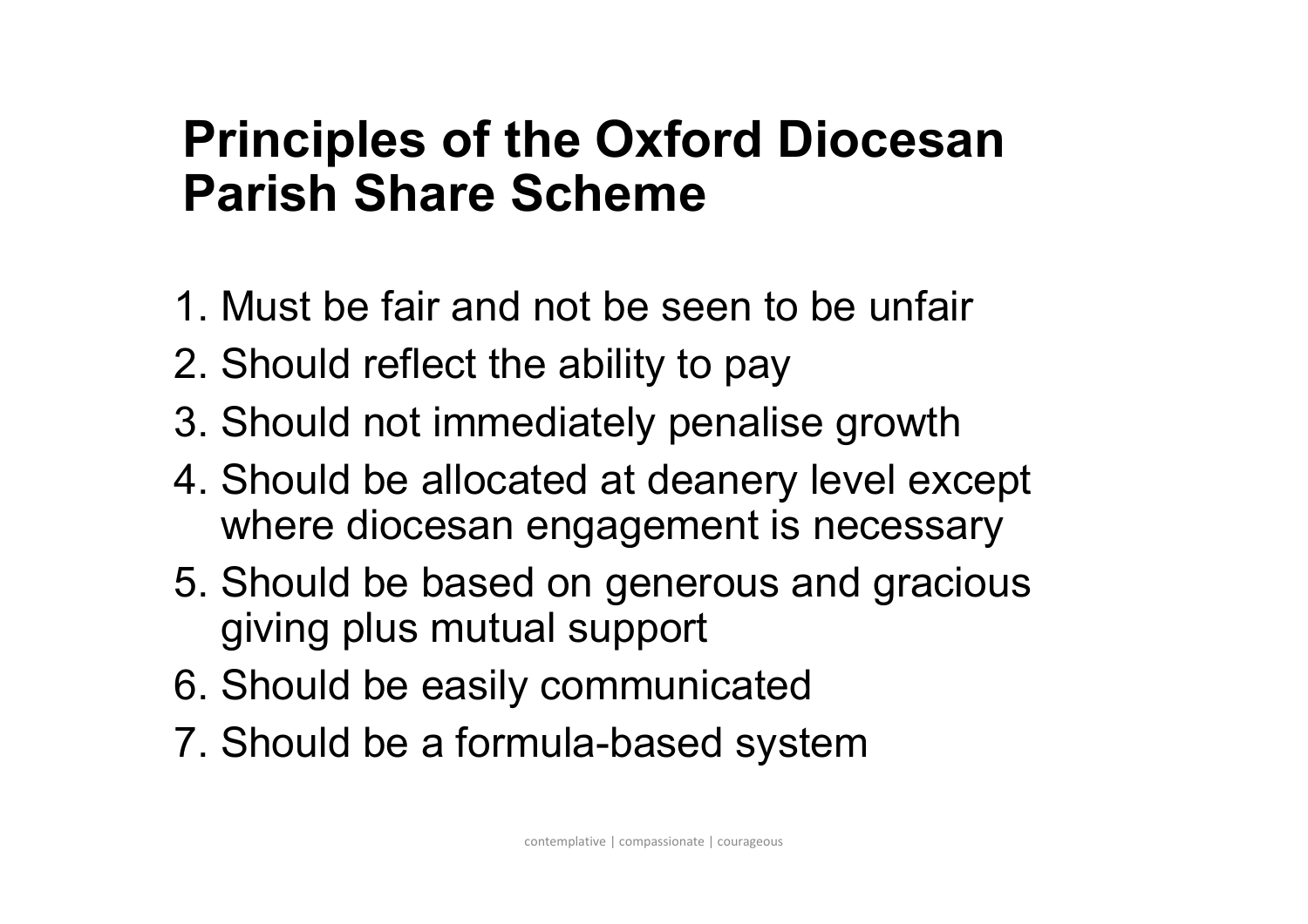# Principles of the Oxford Diocesan Parish Share Scheme

1. Must be fair and not be seen to be unfair
2. Should reflect the ability to pay
3. Should not immediately penalise growth
4. Should be allocated at deanery level except where diocesan engagement is necessary
5. Should be based on generous and gracious giving plus mutual support
6. Should be easily communicated
7. Should be a formula-based system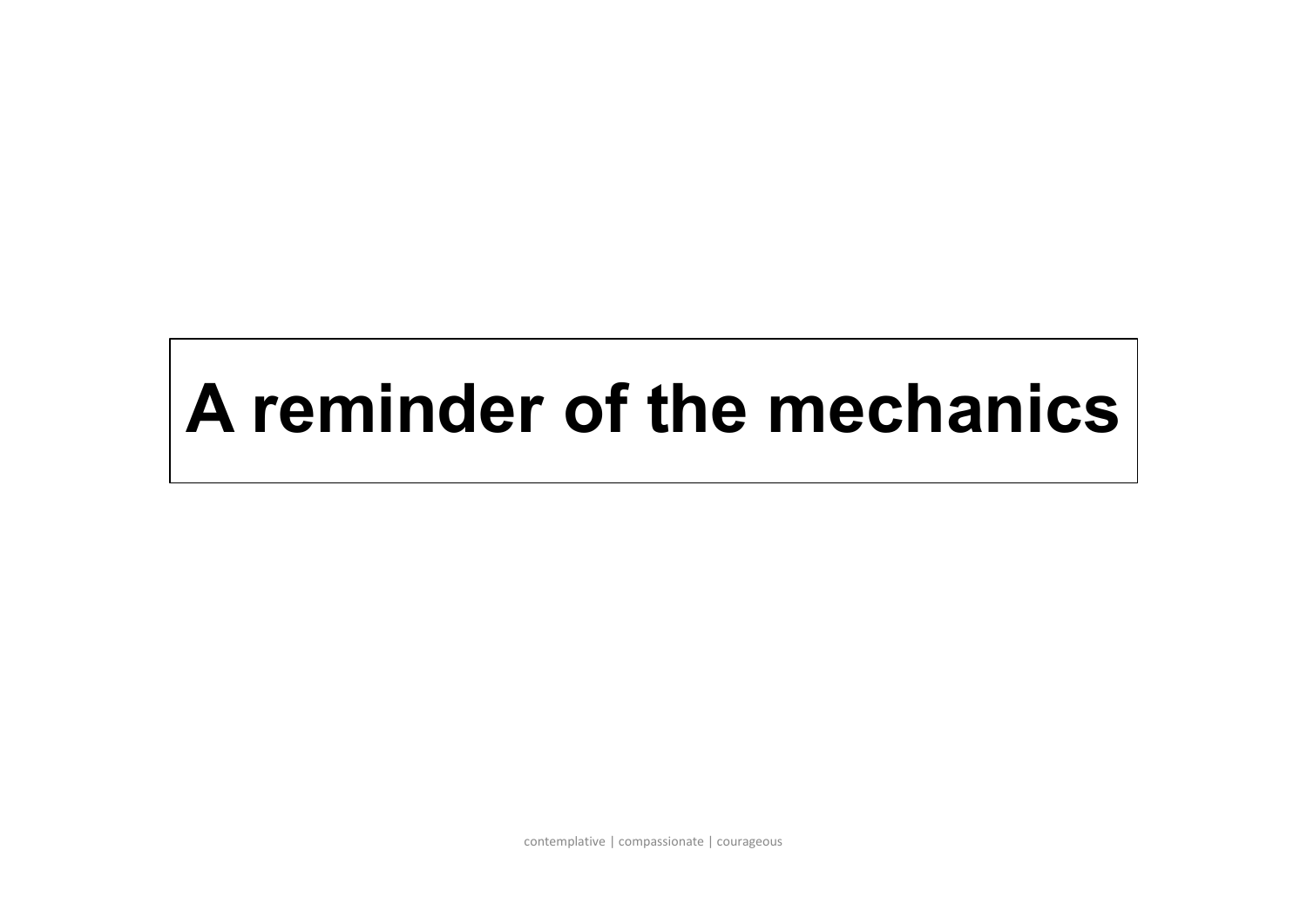# A reminder of the mechanics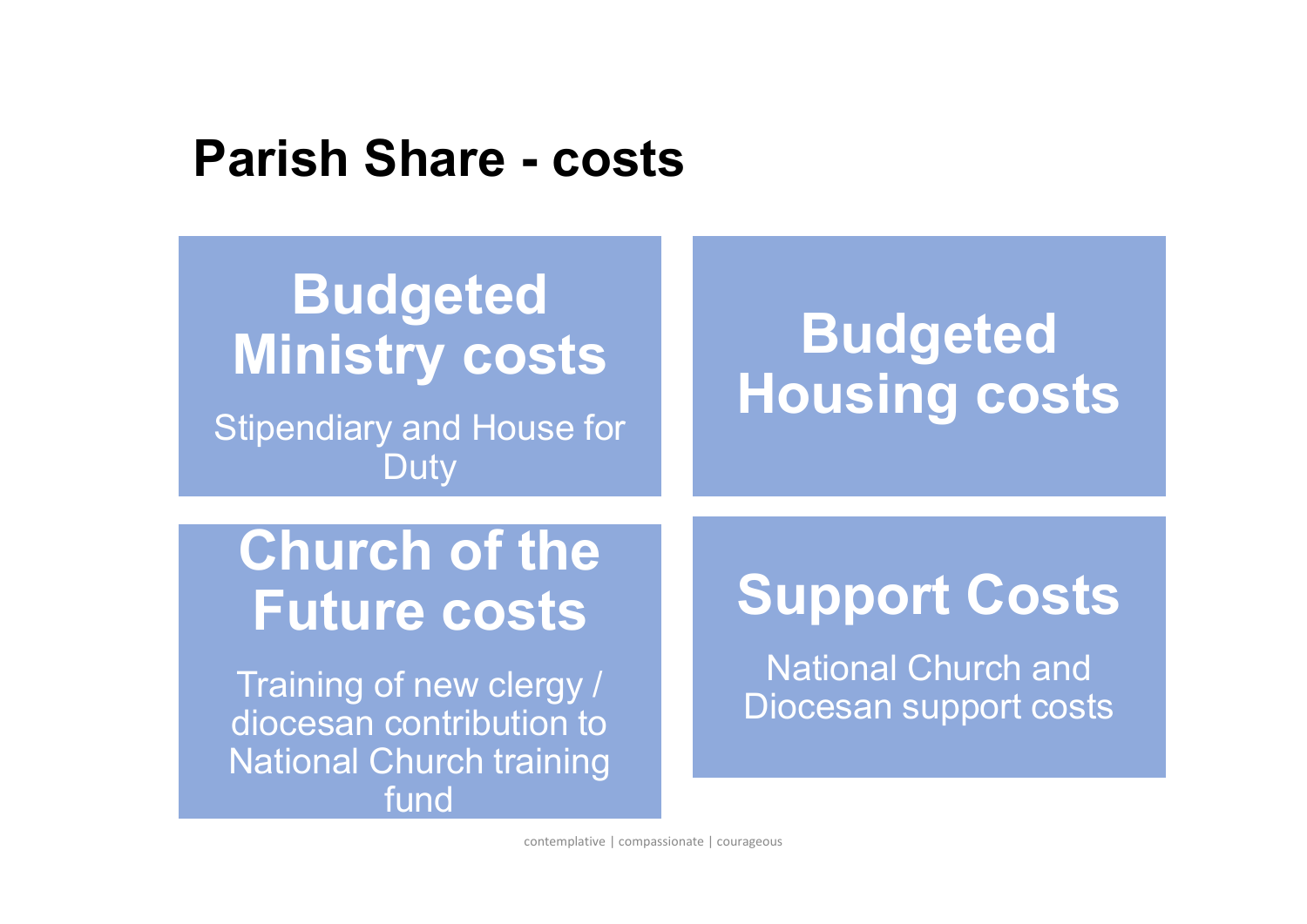# Parish Share - costs

## Budgeted Ministry costs

Stipendiary and House for Duty

## Budgeted Housing costs

## Church of the Future costs

Training of new clergy / diocesan contribution to National Church training fund

## Support Costs

National Church and Diocesan support costs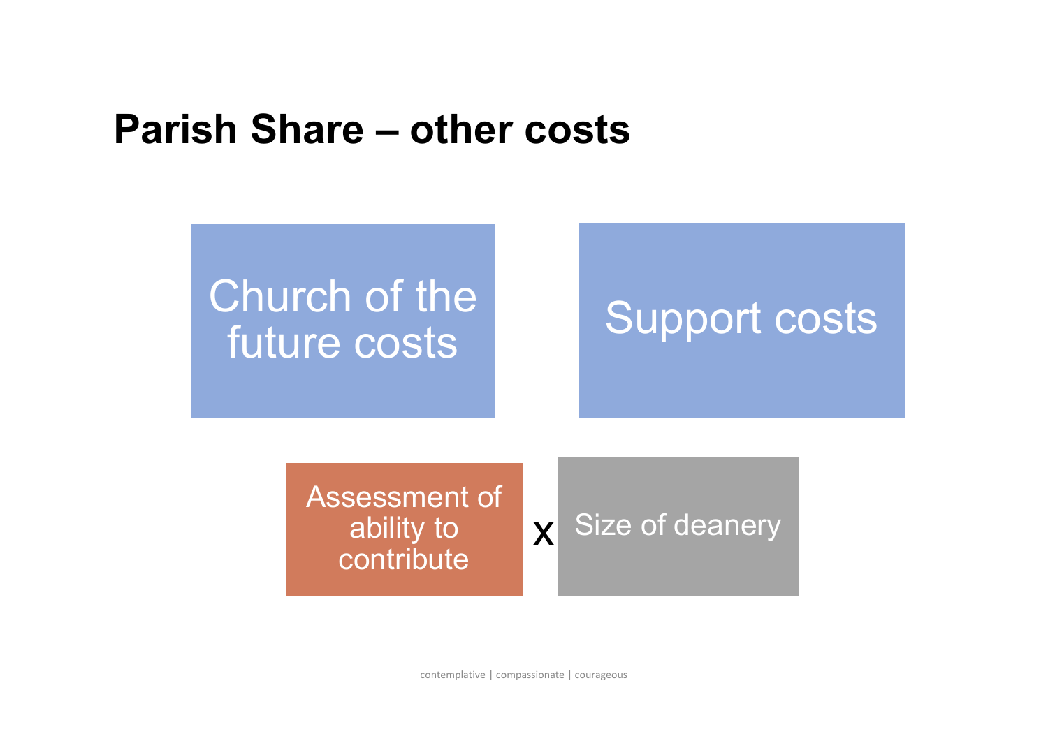# Parish Share – other costs

Church of the future costs

Support costs

Assessment of ability to contribute x Size of deanery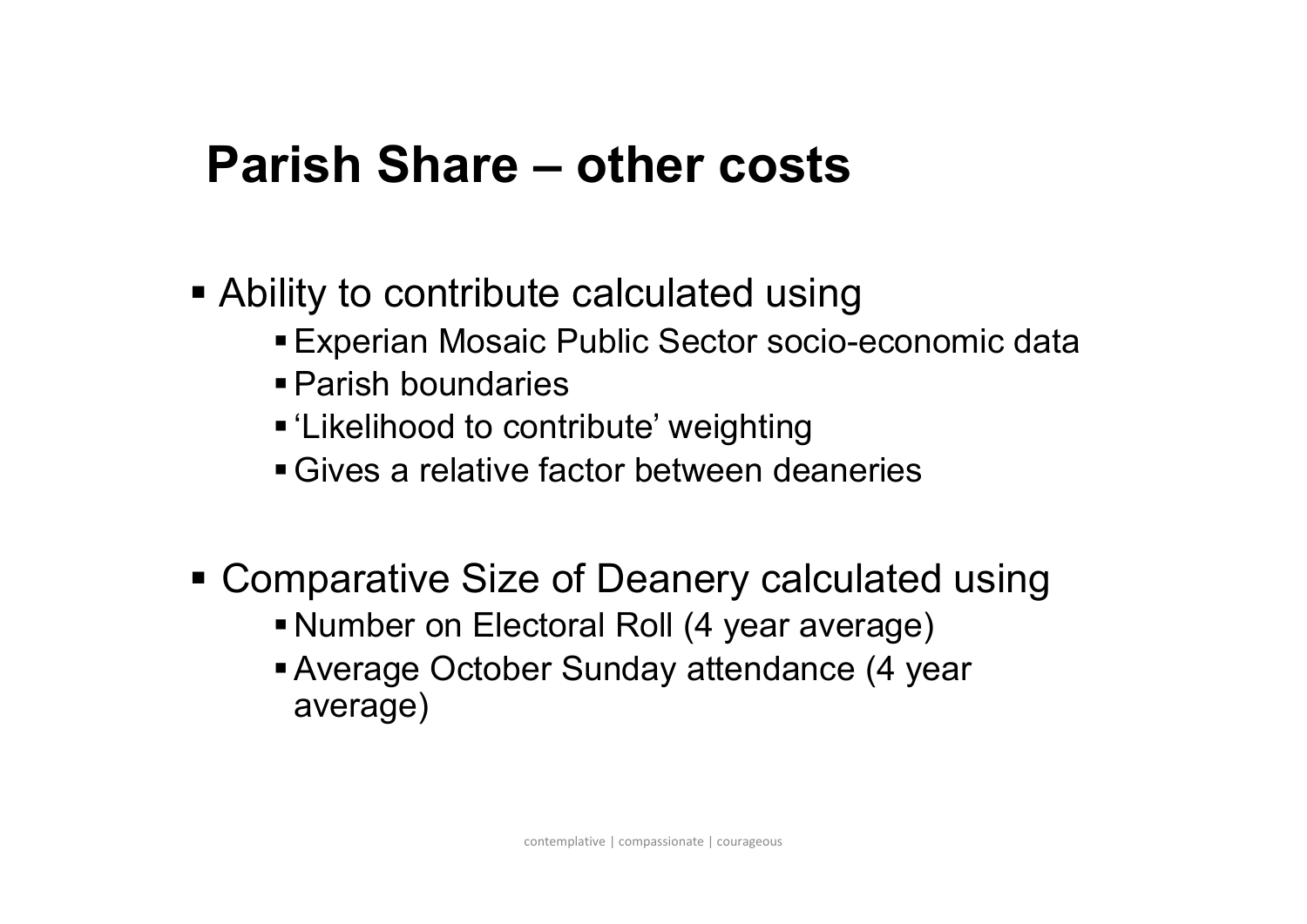# Parish Share – other costs

- Ability to contribute calculated using
  - Experian Mosaic Public Sector socio-economic data
  - Parish boundaries
  - 'Likelihood to contribute' weighting
  - Gives a relative factor between deaneries

- Comparative Size of Deanery calculated using
  - Number on Electoral Roll (4 year average)
  - Average October Sunday attendance (4 year average)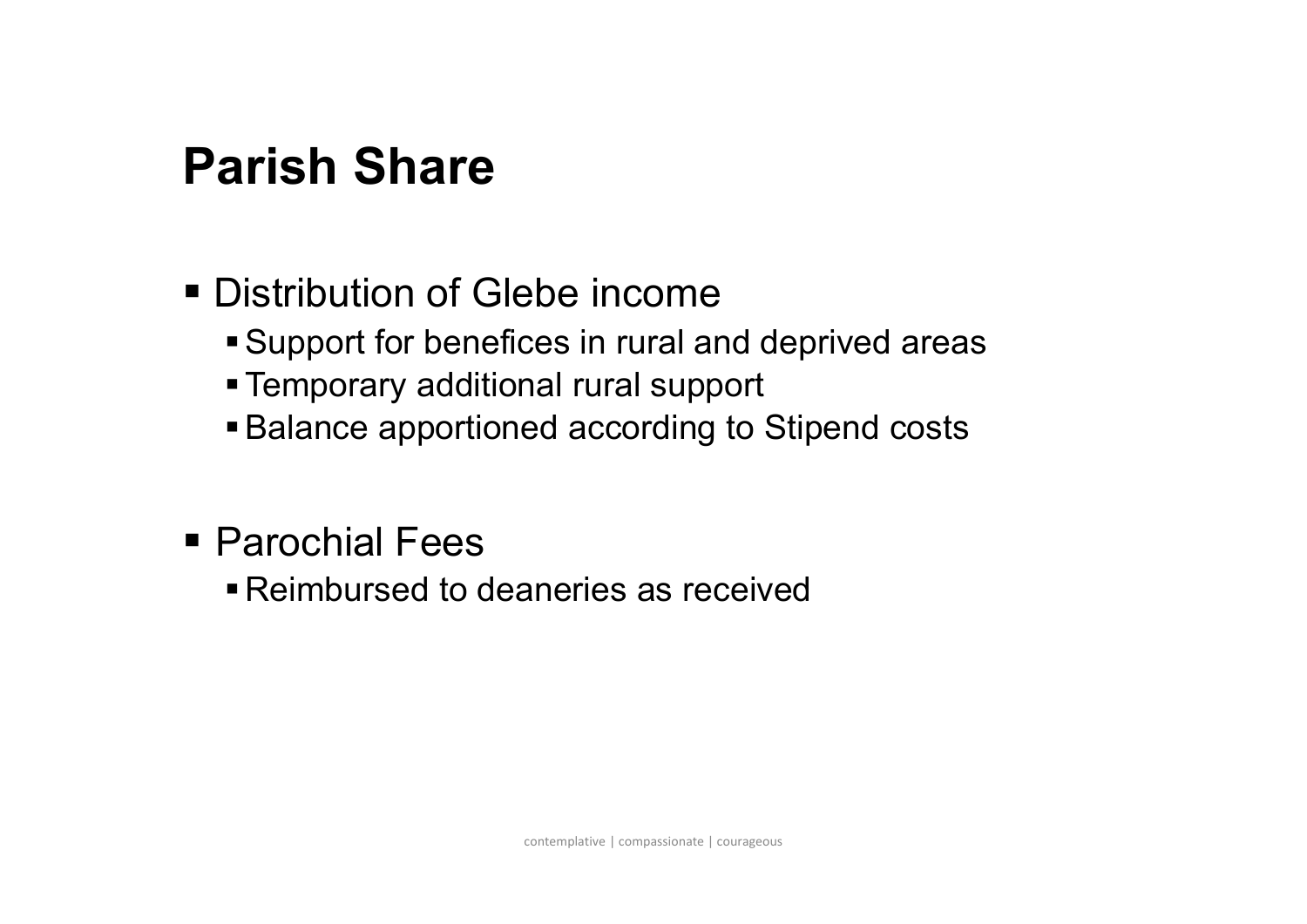# Parish Share

- Distribution of Glebe income
  - Support for benefices in rural and deprived areas
  - Temporary additional rural support
  - Balance apportioned according to Stipend costs

- Parochial Fees
  - Reimbursed to deaneries as received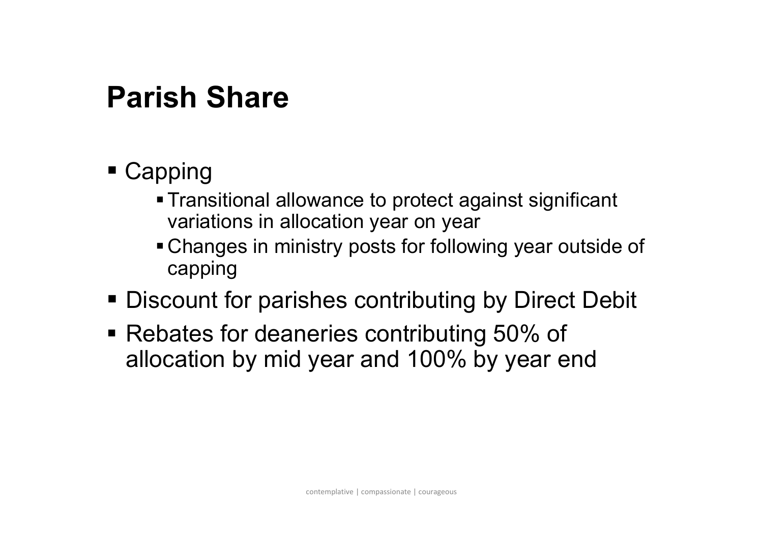# Parish Share

- Capping
  - Transitional allowance to protect against significant variations in allocation year on year
  - Changes in ministry posts for following year outside of capping
- Discount for parishes contributing by Direct Debit
- Rebates for deaneries contributing 50% of allocation by mid year and 100% by year end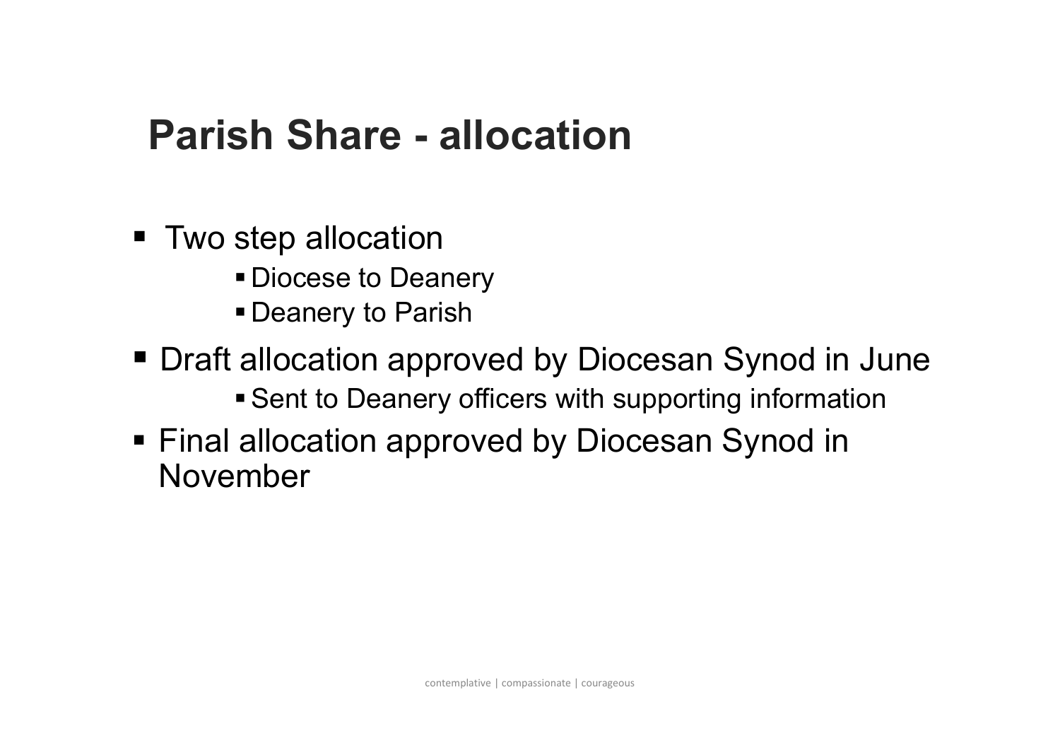# Parish Share - allocation

- Two step allocation
  - Diocese to Deanery
  - Deanery to Parish
- Draft allocation approved by Diocesan Synod in June
  - Sent to Deanery officers with supporting information
- Final allocation approved by Diocesan Synod in November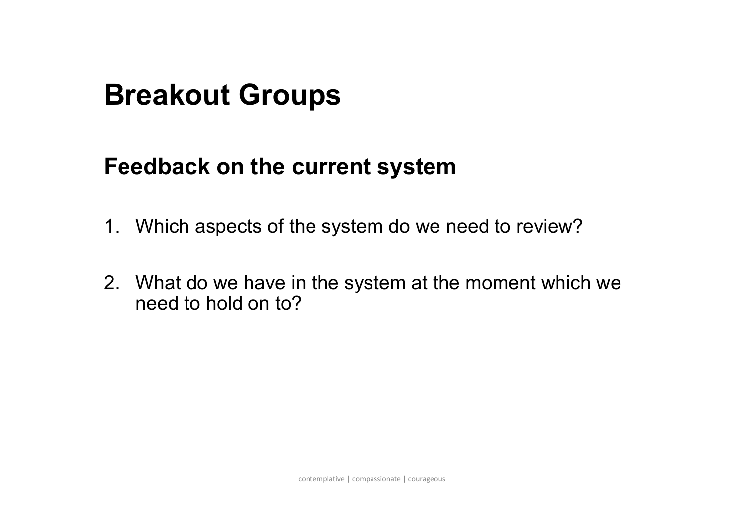# Breakout Groups

## Feedback on the current system

1. Which aspects of the system do we need to review?

2. What do we have in the system at the moment which we need to hold on to?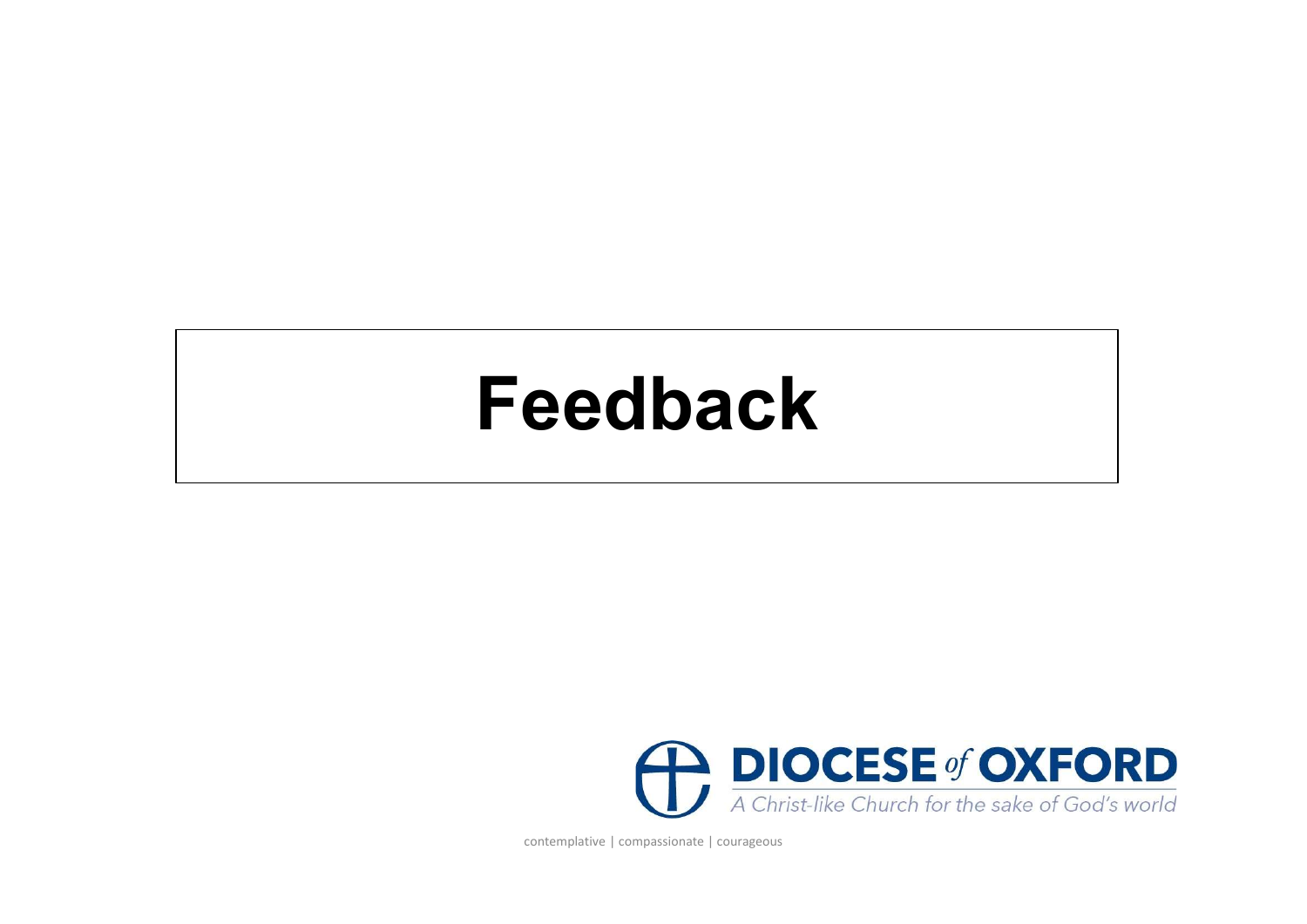# Feedback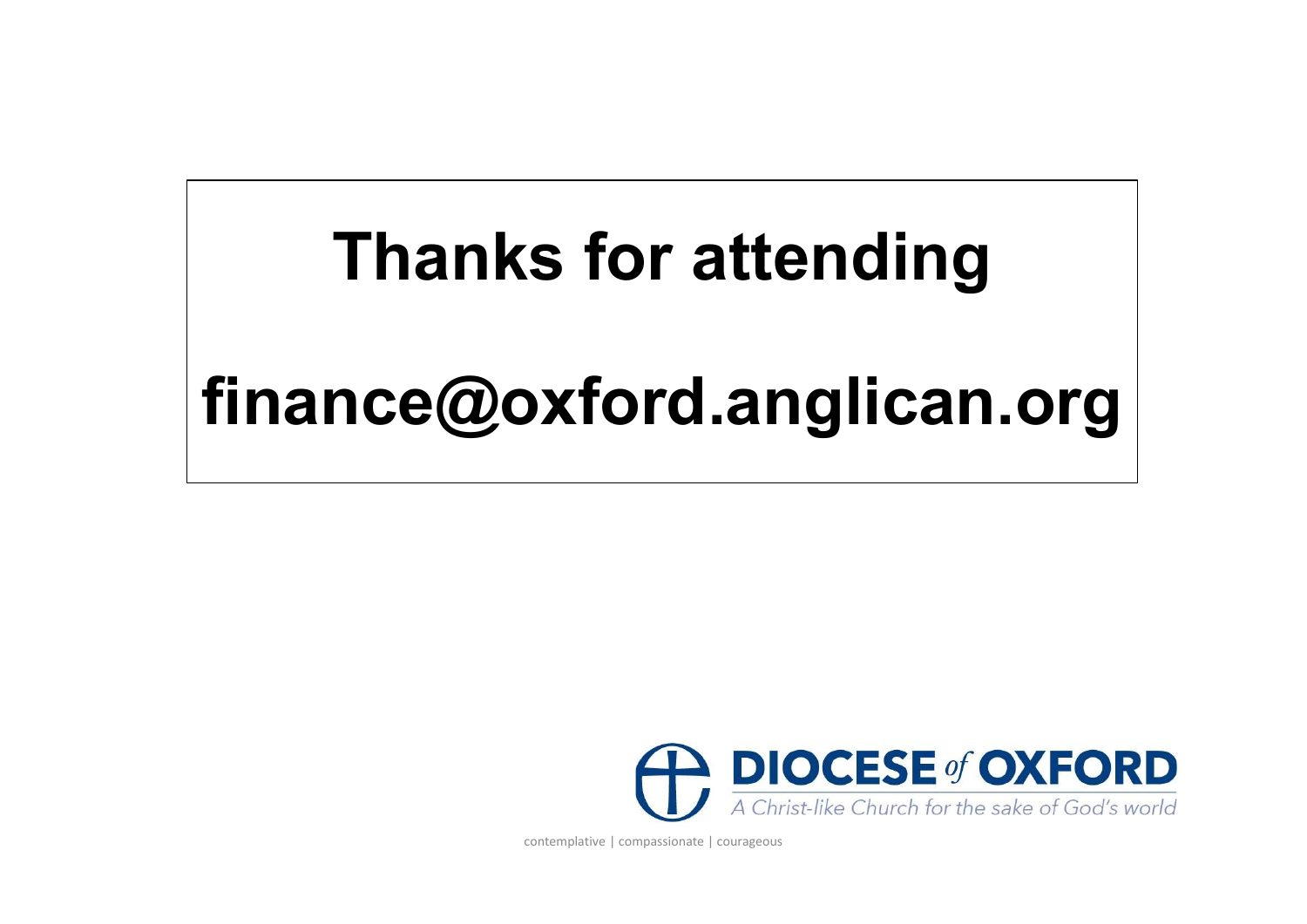# Thanks for attending

# finance@oxford.anglican.org

DIOCESE of OXFORD

A Christ-like Church for the sake of God's world

contemplative | compassionate | courageous